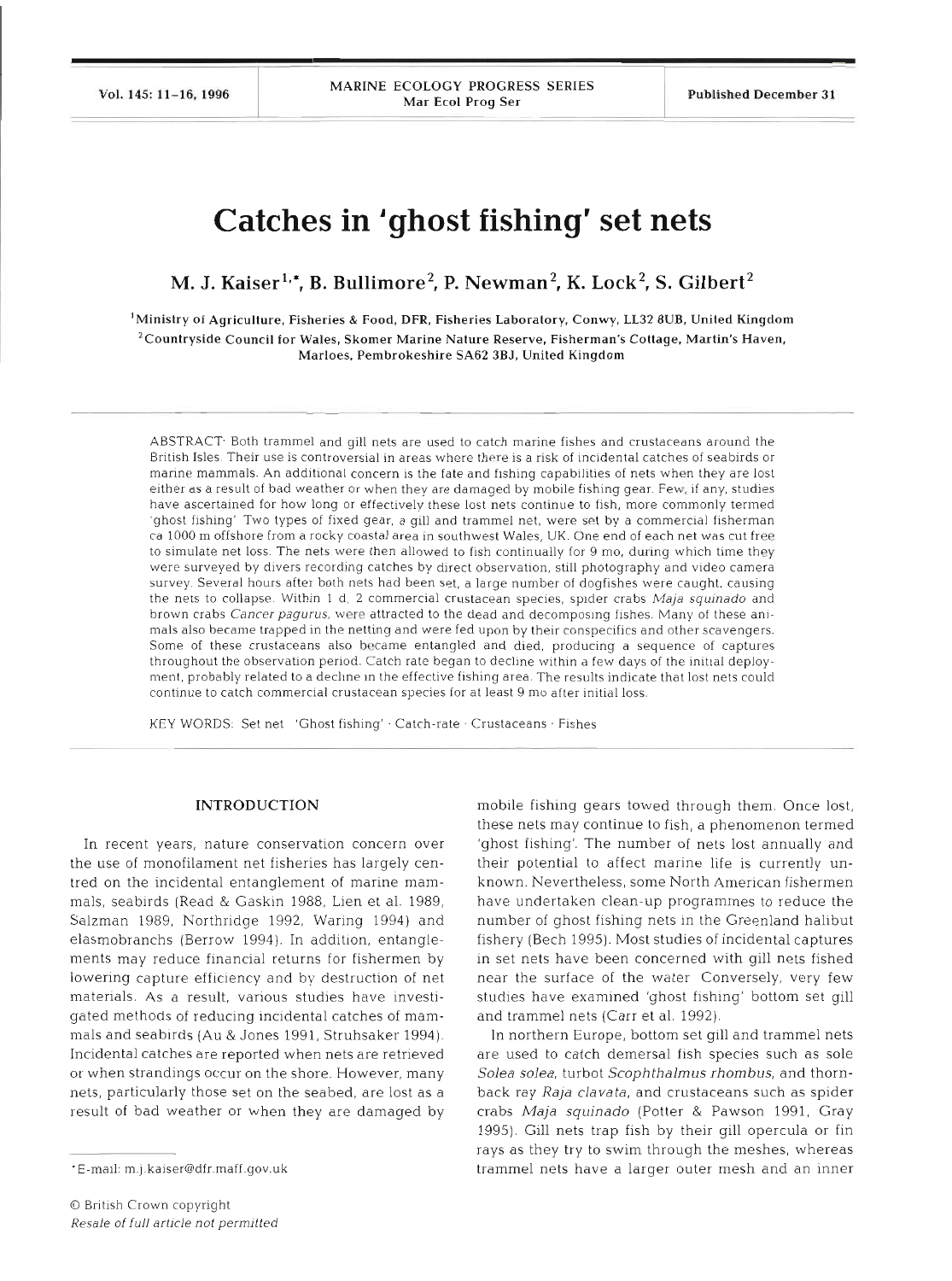# Catches in 'ghost fishing' set nets

**M. J. Kaiser[1,\*], B. Bullimore[2], P. Newman[2], K. Lock[2], S. Gilbert[2]**

[1]Ministry of Agriculture, Fisheries & Food, DFR, Fisheries Laboratory, Conwy, LL32 8UB, United Kingdom
[2]Countryside Council for Wales, Skomer Marine Nature Reserve, Fisherman's Cottage, Martin's Haven, Marloes, Pembrokeshire SA62 3BJ, United Kingdom

ABSTRACT: Both trammel and gill nets are used to catch marine fishes and crustaceans around the British Isles. Their use is controversial in areas where there is a risk of incidental catches of seabirds or marine mammals. An additional concern is the fate and fishing capabilities of nets when they are lost either as a result of bad weather or when they are damaged by mobile fishing gear. Few, if any, studies have ascertained for how long or effectively these lost nets continue to fish, more commonly termed 'ghost fishing'. Two types of fixed gear, a gill and trammel net, were set by a commercial fisherman ca 1000 m offshore from a rocky coastal area in southwest Wales, UK. One end of each net was cut free to simulate net loss. The nets were then allowed to fish continually for 9 mo, during which time they were surveyed by divers recording catches by direct observation, still photography and video camera survey. Several hours after both nets had been set, a large number of dogfishes were caught, causing the nets to collapse. Within 1 d, 2 commercial crustacean species, spider crabs *Maja squinado* and brown crabs *Cancer pagurus*, were attracted to the dead and decomposing fishes. Many of these animals also became trapped in the netting and were fed upon by their conspecifics and other scavengers. Some of these crustaceans also became entangled and died, producing a sequence of captures throughout the observation period. Catch rate began to decline within a few days of the initial deployment, probably related to a decline in the effective fishing area. The results indicate that lost nets could continue to catch commercial crustacean species for at least 9 mo after initial loss.

KEY WORDS: Set net · 'Ghost fishing' · Catch-rate · Crustaceans · Fishes

## INTRODUCTION

In recent years, nature conservation concern over the use of monofilament net fisheries has largely centred on the incidental entanglement of marine mammals, seabirds (Read & Gaskin 1988, Lien et al. 1989, Salzman 1989, Northridge 1992, Waring 1994) and elasmobranchs (Berrow 1994). In addition, entanglements may reduce financial returns for fishermen by lowering capture efficiency and by destruction of net materials. As a result, various studies have investigated methods of reducing incidental catches of mammals and seabirds (Au & Jones 1991, Struhsaker 1994). Incidental catches are reported when nets are retrieved or when strandings occur on the shore. However, many nets, particularly those set on the seabed, are lost as a result of bad weather or when they are damaged by mobile fishing gears towed through them. Once lost, these nets may continue to fish, a phenomenon termed 'ghost fishing'. The number of nets lost annually and their potential to affect marine life is currently unknown. Nevertheless, some North American fishermen have undertaken clean-up programmes to reduce the number of ghost fishing nets in the Greenland halibut fishery (Bech 1995). Most studies of incidental captures in set nets have been concerned with gill nets fished near the surface of the water. Conversely, very few studies have examined 'ghost fishing' bottom set gill and trammel nets (Carr et al. 1992).

In northern Europe, bottom set gill and trammel nets are used to catch demersal fish species such as sole *Solea solea*, turbot *Scophthalmus rhombus*, and thornback ray *Raja clavata*, and crustaceans such as spider crabs *Maja squinado* (Potter & Pawson 1991, Gray 1995). Gill nets trap fish by their gill opercula or fin rays as they try to swim through the meshes, whereas trammel nets have a larger outer mesh and an inner

\*E-mail: m.j.kaiser@dfr.maff.gov.uk

© British Crown copyright
*Resale of full article not permitted*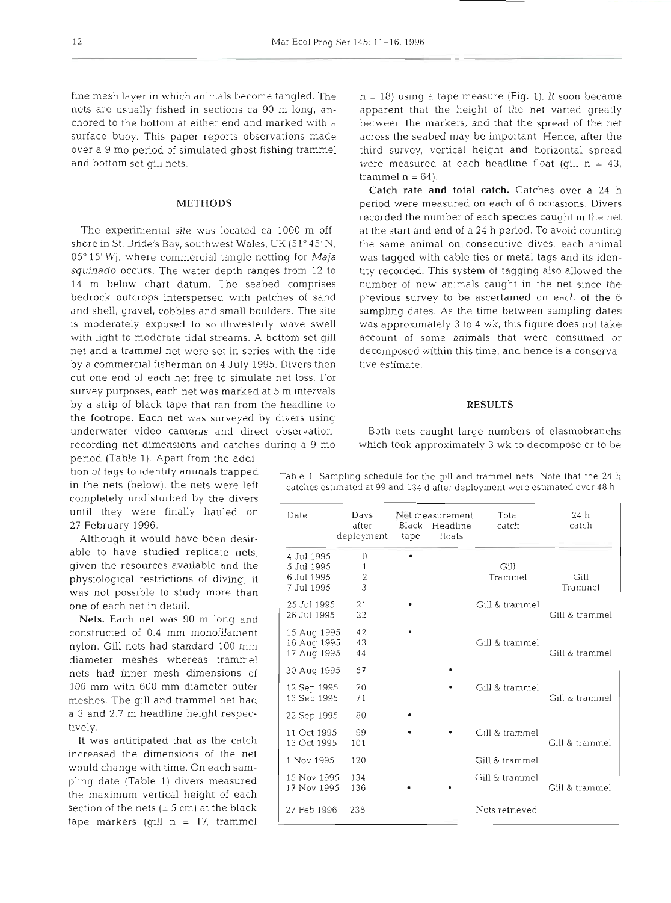fine mesh layer in which animals become tangled. The nets are usually fished in sections ca 90 m long, anchored to the bottom at either end and marked with a surface buoy. This paper reports observations made over a 9 mo period of simulated ghost fishing trammel and bottom set gill nets.

## METHODS

The experimental site was located ca 1000 m offshore in St. Bride's Bay, southwest Wales, UK (51° 45' N, 05° 15' W), where commercial tangle netting for *Maja squinado* occurs. The water depth ranges from 12 to 14 m below chart datum. The seabed comprises bedrock outcrops interspersed with patches of sand and shell, gravel, cobbles and small boulders. The site is moderately exposed to southwesterly wave swell with light to moderate tidal streams. A bottom set gill net and a trammel net were set in series with the tide by a commercial fisherman on 4 July 1995. Divers then cut one end of each net free to simulate net loss. For survey purposes, each net was marked at 5 m intervals by a strip of black tape that ran from the headline to the footrope. Each net was surveyed by divers using underwater video cameras and direct observation, recording net dimensions and catches during a 9 mo period (Table 1). Apart from the addition of tags to identify animals trapped in the nets (below), the nets were left completely undisturbed by the divers until they were finally hauled on 27 February 1996.

Although it would have been desirable to have studied replicate nets, given the resources available and the physiological restrictions of diving, it was not possible to study more than one of each net in detail.

**Nets.** Each net was 90 m long and constructed of 0.4 mm monofilament nylon. Gill nets had standard 100 mm diameter meshes whereas trammel nets had inner mesh dimensions of 100 mm with 600 mm diameter outer meshes. The gill and trammel net had a 3 and 2.7 m headline height respectively.

It was anticipated that as the catch increased the dimensions of the net would change with time. On each sampling date (Table 1) divers measured the maximum vertical height of each section of the nets (± 5 cm) at the black tape markers (gill n = 17, trammel n = 18) using a tape measure (Fig. 1). It soon became apparent that the height of the net varied greatly between the markers, and that the spread of the net across the seabed may be important. Hence, after the third survey, vertical height and horizontal spread were measured at each headline float (gill n = 43, trammel n = 64).

**Catch rate and total catch.** Catches over a 24 h period were measured on each of 6 occasions. Divers recorded the number of each species caught in the net at the start and end of a 24 h period. To avoid counting the same animal on consecutive dives, each animal was tagged with cable ties or metal tags and its identity recorded. This system of tagging also allowed the number of new animals caught in the net since the previous survey to be ascertained on each of the 6 sampling dates. As the time between sampling dates was approximately 3 to 4 wk, this figure does not take account of some animals that were consumed or decomposed within this time, and hence is a conservative estimate.

## RESULTS

Both nets caught large numbers of elasmobranchs which took approximately 3 wk to decompose or to be

Table 1. Sampling schedule for the gill and trammel nets. Note that the 24 h catches estimated at 99 and 134 d after deployment were estimated over 48 h

| Date | Days after deployment | Net measurement: Black tape | Net measurement: Headline floats | Total catch | 24 h catch |
|---|---|---|---|---|---|
| 4 Jul 1995 | 0 | • | | | |
| 5 Jul 1995 | 1 | | | Gill | |
| 6 Jul 1995 | 2 | | | Trammel | Gill |
| 7 Jul 1995 | 3 | | | | Trammel |
| 25 Jul 1995 | 21 | • | | Gill & trammel | |
| 26 Jul 1995 | 22 | | | | Gill & trammel |
| 15 Aug 1995 | 42 | • | | | |
| 16 Aug 1995 | 43 | | | Gill & trammel | |
| 17 Aug 1995 | 44 | | | | Gill & trammel |
| 30 Aug 1995 | 57 | | • | | |
| 12 Sep 1995 | 70 | | • | Gill & trammel | |
| 13 Sep 1995 | 71 | | | | Gill & trammel |
| 22 Sep 1995 | 80 | • | | | |
| 11 Oct 1995 | 99 | • | • | Gill & trammel | |
| 13 Oct 1995 | 101 | | | | Gill & trammel |
| 1 Nov 1995 | 120 | | | Gill & trammel | |
| 15 Nov 1995 | 134 | | | Gill & trammel | |
| 17 Nov 1995 | 136 | • | • | | Gill & trammel |
| 27 Feb 1996 | 238 | | | Nets retrieved | |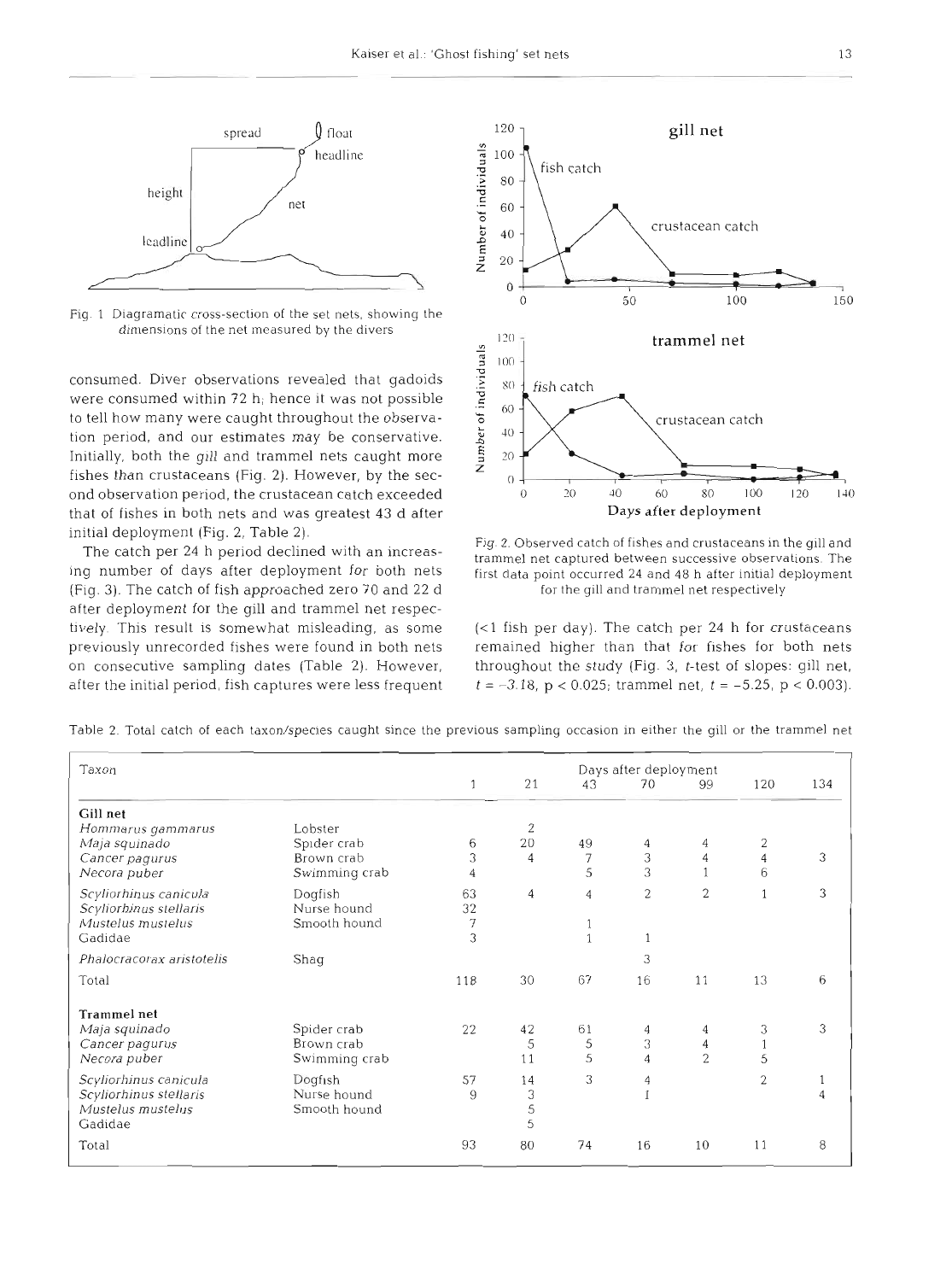Fig. 1. Diagramatic cross-section of the set nets, showing the dimensions of the net measured by the divers

consumed. Diver observations revealed that gadoids were consumed within 72 h; hence it was not possible to tell how many were caught throughout the observation period, and our estimates may be conservative. Initially, both the gill and trammel nets caught more fishes than crustaceans (Fig. 2). However, by the second observation period, the crustacean catch exceeded that of fishes in both nets and was greatest 43 d after initial deployment (Fig. 2, Table 2).

The catch per 24 h period declined with an increasing number of days after deployment for both nets (Fig. 3). The catch of fish approached zero 70 and 22 d after deployment for the gill and trammel net respectively. This result is somewhat misleading, as some previously unrecorded fishes were found in both nets on consecutive sampling dates (Table 2). However, after the initial period, fish captures were less frequent (<1 fish per day). The catch per 24 h for crustaceans remained higher than that for fishes for both nets throughout the study (Fig. 3, *t*-test of slopes: gill net, $t = -3.18$, $p < 0.025$; trammel net, $t = -5.25$, $p < 0.003$).

Fig. 2. Observed catch of fishes and crustaceans in the gill and trammel net captured between successive observations. The first data point occurred 24 and 48 h after initial deployment for the gill and trammel net respectively

Table 2. Total catch of each taxon/species caught since the previous sampling occasion in either the gill or the trammel net

| Taxon | | Days after deployment | | | | | | |
|---|---|---|---|---|---|---|---|---|
| | | 1 | 21 | 43 | 70 | 99 | 120 | 134 |
| **Gill net** | | | | | | | | |
| *Hommarus gammarus* | Lobster | | 2 | | | | | |
| *Maja squinado* | Spider crab | 6 | 20 | 49 | 4 | 4 | 2 | |
| *Cancer pagurus* | Brown crab | 3 | 4 | 7 | 3 | 4 | 4 | 3 |
| *Necora puber* | Swimming crab | 4 | | 5 | 3 | 1 | 6 | |
| *Scyliorhinus canicula* | Dogfish | 63 | 4 | 4 | 2 | 2 | 1 | 3 |
| *Scyliorhinus stellaris* | Nurse hound | 32 | | | | | | |
| *Mustelus mustelus* | Smooth hound | 7 | | 1 | | | | |
| Gadidae | | 3 | | 1 | 1 | | | |
| *Phalocracorax aristotelis* | Shag | | | | 3 | | | |
| Total | | 118 | 30 | 67 | 16 | 11 | 13 | 6 |
| **Trammel net** | | | | | | | | |
| *Maja squinado* | Spider crab | 22 | 42 | 61 | 4 | 4 | 3 | 3 |
| *Cancer pagurus* | Brown crab | | 5 | 5 | 3 | 4 | 1 | |
| *Necora puber* | Swimming crab | | 11 | 5 | 4 | 2 | 5 | |
| *Scyliorhinus canicula* | Dogfish | 57 | 14 | 3 | 4 | | 2 | 1 |
| *Scyliorhinus stellaris* | Nurse hound | 9 | 3 | | 1 | | | 4 |
| *Mustelus mustelus* | Smooth hound | | 5 | | | | | |
| Gadidae | | | 5 | | | | | |
| Total | | 93 | 80 | 74 | 16 | 10 | 11 | 8 |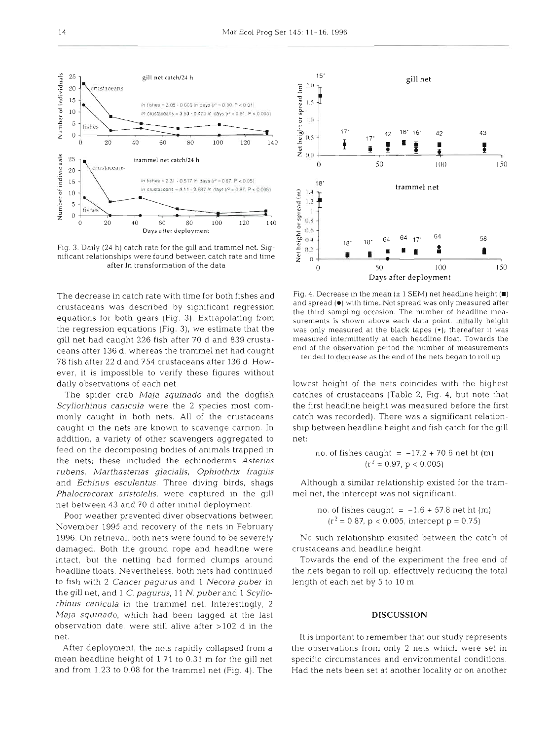Fig. 3. Daily (24 h) catch rate for the gill and trammel net. Significant relationships were found between catch rate and time after ln transformation of the data

The decrease in catch rate with time for both fishes and crustaceans was described by significant regression equations for both gears (Fig. 3). Extrapolating from the regression equations (Fig. 3), we estimate that the gill net had caught 226 fish after 70 d and 839 crustaceans after 136 d, whereas the trammel net had caught 78 fish after 22 d and 754 crustaceans after 136 d. However, it is impossible to verify these figures without daily observations of each net.

The spider crab *Maja squinado* and the dogfish *Scyliorhinus canicula* were the 2 species most commonly caught in both nets. All of the crustaceans caught in the nets are known to scavenge carrion. In addition, a variety of other scavengers aggregated to feed on the decomposing bodies of animals trapped in the nets; these included the echinoderms *Asterias rubens*, *Marthasterias glacialis*, *Ophiothrix fragilis* and *Echinus esculentus*. Three diving birds, shags *Phalocracorax aristotelis*, were captured in the gill net between 43 and 70 d after initial deployment.

Poor weather prevented diver observations between November 1995 and recovery of the nets in February 1996. On retrieval, both nets were found to be severely damaged. Both the ground rope and headline were intact, but the netting had formed clumps around headline floats. Nevertheless, both nets had continued to fish with 2 *Cancer pagurus* and 1 *Necora puber* in the gill net, and 1 *C. pagurus*, 11 *N. puber* and 1 *Scyliorhinus canicula* in the trammel net. Interestingly, 2 *Maja squinado*, which had been tagged at the last observation date, were still alive after >102 d in the net.

After deployment, the nets rapidly collapsed from a mean headline height of 1.71 to 0.31 m for the gill net and from 1.23 to 0.08 for the trammel net (Fig. 4). The lowest height of the nets coincides with the highest catches of crustaceans (Table 2, Fig. 4, but note that the first headline height was measured before the first catch was recorded). There was a significant relationship between headline height and fish catch for the gill net:

$$\text{no. of fishes caught} = -17.2 + 70.6 \text{ net ht (m)}$$
$$(r^2 = 0.97,\ p < 0.005)$$

Although a similar relationship existed for the trammel net, the intercept was not significant:

$$\text{no. of fishes caught} = -1.6 + 57.8 \text{ net ht (m)}$$
$$(r^2 = 0.87,\ p < 0.005,\ \text{intercept } p = 0.75)$$

No such relationship exisited between the catch of crustaceans and headline height.

Towards the end of the experiment the free end of the nets began to roll up, effectively reducing the total length of each net by 5 to 10 m.

Fig. 4. Decrease in the mean (± 1 SEM) net headline height (■) and spread (●) with time. Net spread was only measured after the third sampling occasion. The number of headline measurements is shown above each data point. Initially height was only measured at the black tapes (*); thereafter it was measured intermittently at each headline float. Towards the end of the observation period the number of measurements tended to decrease as the end of the nets began to roll up

## DISCUSSION

It is important to remember that our study represents the observations from only 2 nets which were set in specific circumstances and environmental conditions. Had the nets been set at another locality or on another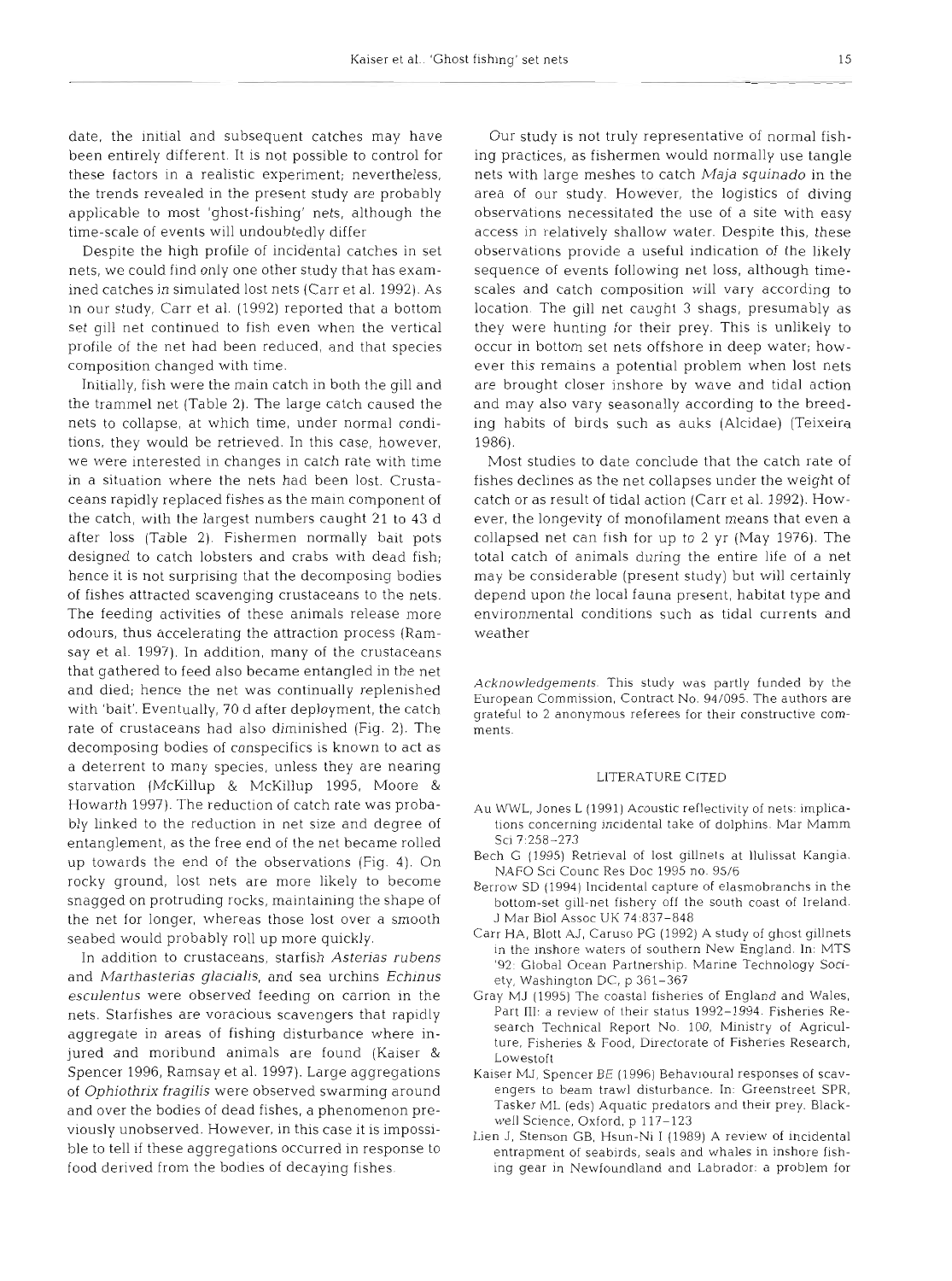date, the initial and subsequent catches may have been entirely different. It is not possible to control for these factors in a realistic experiment; nevertheless, the trends revealed in the present study are probably applicable to most 'ghost-fishing' nets, although the time-scale of events will undoubtedly differ.

Despite the high profile of incidental catches in set nets, we could find only one other study that has examined catches in simulated lost nets (Carr et al. 1992). As in our study, Carr et al. (1992) reported that a bottom set gill net continued to fish even when the vertical profile of the net had been reduced, and that species composition changed with time.

Initially, fish were the main catch in both the gill and the trammel net (Table 2). The large catch caused the nets to collapse, at which time, under normal conditions, they would be retrieved. In this case, however, we were interested in changes in catch rate with time in a situation where the nets had been lost. Crustaceans rapidly replaced fishes as the main component of the catch, with the largest numbers caught 21 to 43 d after loss (Table 2). Fishermen normally bait pots designed to catch lobsters and crabs with dead fish; hence it is not surprising that the decomposing bodies of fishes attracted scavenging crustaceans to the nets. The feeding activities of these animals release more odours, thus accelerating the attraction process (Ramsay et al. 1997). In addition, many of the crustaceans that gathered to feed also became entangled in the net and died; hence the net was continually replenished with 'bait'. Eventually, 70 d after deployment, the catch rate of crustaceans had also diminished (Fig. 2). The decomposing bodies of conspecifics is known to act as a deterrent to many species, unless they are nearing starvation (McKillup & McKillup 1995, Moore & Howarth 1997). The reduction of catch rate was probably linked to the reduction in net size and degree of entanglement, as the free end of the net became rolled up towards the end of the observations (Fig. 4). On rocky ground, lost nets are more likely to become snagged on protruding rocks, maintaining the shape of the net for longer, whereas those lost over a smooth seabed would probably roll up more quickly.

In addition to crustaceans, starfish *Asterias rubens* and *Marthasterias glacialis*, and sea urchins *Echinus esculentus* were observed feeding on carrion in the nets. Starfishes are voracious scavengers that rapidly aggregate in areas of fishing disturbance where injured and moribund animals are found (Kaiser & Spencer 1996, Ramsay et al. 1997). Large aggregations of *Ophiothrix fragilis* were observed swarming around and over the bodies of dead fishes, a phenomenon previously unobserved. However, in this case it is impossible to tell if these aggregations occurred in response to food derived from the bodies of decaying fishes.

Our study is not truly representative of normal fishing practices, as fishermen would normally use tangle nets with large meshes to catch *Maja squinado* in the area of our study. However, the logistics of diving observations necessitated the use of a site with easy access in relatively shallow water. Despite this, these observations provide a useful indication of the likely sequence of events following net loss, although timescales and catch composition will vary according to location. The gill net caught 3 shags, presumably as they were hunting for their prey. This is unlikely to occur in bottom set nets offshore in deep water; however this remains a potential problem when lost nets are brought closer inshore by wave and tidal action and may also vary seasonally according to the breeding habits of birds such as auks (Alcidae) (Teixeira 1986).

Most studies to date conclude that the catch rate of fishes declines as the net collapses under the weight of catch or as result of tidal action (Carr et al. 1992). However, the longevity of monofilament means that even a collapsed net can fish for up to 2 yr (May 1976). The total catch of animals during the entire life of a net may be considerable (present study) but will certainly depend upon the local fauna present, habitat type and environmental conditions such as tidal currents and weather.

*Acknowledgements.* This study was partly funded by the European Commission, Contract No. 94/095. The authors are grateful to 2 anonymous referees for their constructive comments.

## LITERATURE CITED

Au WWL, Jones L (1991) Acoustic reflectivity of nets: implications concerning incidental take of dolphins. Mar Mamm Sci 7:258–273

Bech G (1995) Retrieval of lost gillnets at Ilulissat Kangia. NAFO Sci Counc Res Doc 1995 no. 95/6

Berrow SD (1994) Incidental capture of elasmobranchs in the bottom-set gill-net fishery off the south coast of Ireland. J Mar Biol Assoc UK 74:837–848

Carr HA, Blott AJ, Caruso PG (1992) A study of ghost gillnets in the inshore waters of southern New England. In: MTS '92: Global Ocean Partnership. Marine Technology Society, Washington DC, p 361–367

Gray MJ (1995) The coastal fisheries of England and Wales, Part III: a review of their status 1992–1994. Fisheries Research Technical Report No. 100, Ministry of Agriculture, Fisheries & Food, Directorate of Fisheries Research, Lowestoft

Kaiser MJ, Spencer BE (1996) Behavioural responses of scavengers to beam trawl disturbance. In: Greenstreet SPR, Tasker ML (eds) Aquatic predators and their prey. Blackwell Science, Oxford, p 117–123

Lien J, Stenson GB, Hsun-Ni I (1989) A review of incidental entrapment of seabirds, seals and whales in inshore fishing gear in Newfoundland and Labrador: a problem for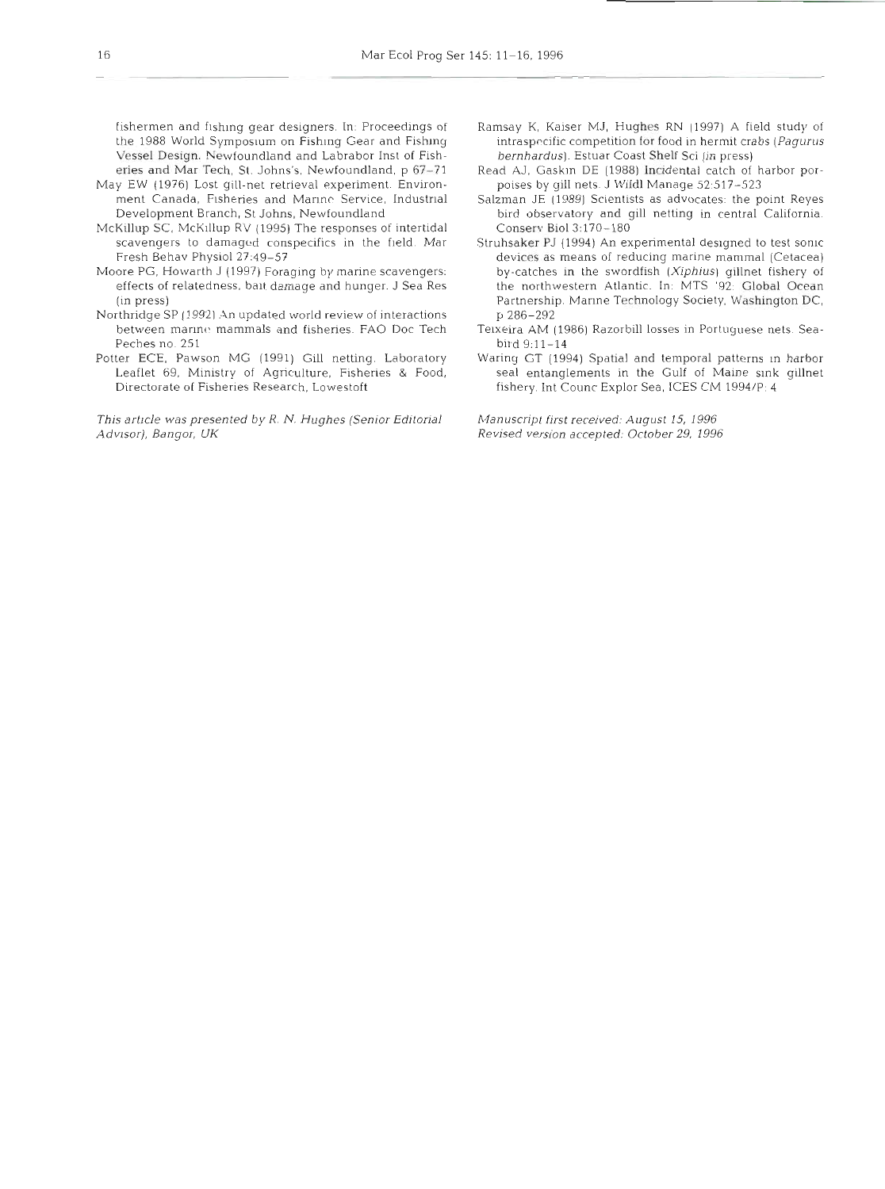fishermen and fishing gear designers. In: Proceedings of the 1988 World Symposium on Fishing Gear and Fishing Vessel Design. Newfoundland and Labrabor Inst of Fisheries and Mar Tech, St. Johns's, Newfoundland, p 67–71

May EW (1976) Lost gill-net retrieval experiment. Environment Canada, Fisheries and Marine Service, Industrial Development Branch, St Johns, Newfoundland

McKillup SC, McKillup RV (1995) The responses of intertidal scavengers to damaged conspecifics in the field. Mar Fresh Behav Physiol 27:49–57

Moore PG, Howarth J (1997) Foraging by marine scavengers: effects of relatedness, bait damage and hunger. J Sea Res (in press)

Northridge SP (1992) An updated world review of interactions between marine mammals and fisheries. FAO Doc Tech Peches no. 251

Potter ECE, Pawson MG (1991) Gill netting. Laboratory Leaflet 69, Ministry of Agriculture, Fisheries & Food, Directorate of Fisheries Research, Lowestoft

Ramsay K, Kaiser MJ, Hughes RN (1997) A field study of intraspecific competition for food in hermit crabs (*Pagurus bernhardus*). Estuar Coast Shelf Sci (in press)

Read AJ, Gaskin DE (1988) Incidental catch of harbor porpoises by gill nets. J Wildl Manage 52:517–523

Salzman JE (1989) Scientists as advocates: the point Reyes bird observatory and gill netting in central California. Conserv Biol 3:170–180

Struhsaker PJ (1994) An experimental designed to test sonic devices as means of reducing marine mammal (Cetacea) by-catches in the swordfish (*Xiphius*) gillnet fishery of the northwestern Atlantic. In: MTS '92: Global Ocean Partnership. Marine Technology Society, Washington DC, p 286–292

Teixeira AM (1986) Razorbill losses in Portuguese nets. Seabird 9:11–14

Waring GT (1994) Spatial and temporal patterns in harbor seal entanglements in the Gulf of Maine sink gillnet fishery. Int Counc Explor Sea, ICES CM 1994/P: 4

*This article was presented by R. N. Hughes (Senior Editorial Advisor), Bangor, UK*

*Manuscript first received: August 15, 1996*
*Revised version accepted: October 29, 1996*